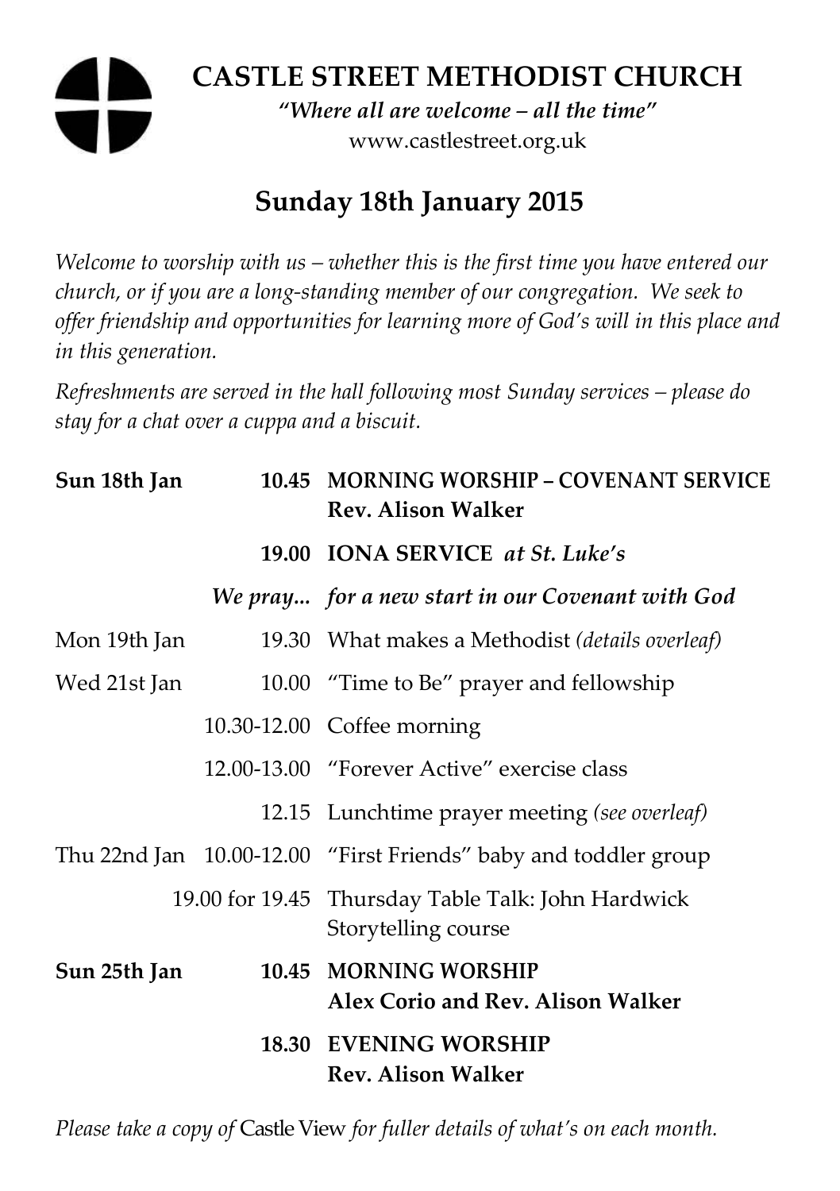# CASTLE STREET METHODIST CHURCH

*"Where all are welcome – all the time"*

www.castlestreet.org.uk

## Sunday 18th January 2015

*Welcome to worship with us – whether this is the first time you have entered our church, or if you are a long-standing member of our congregation. We seek to offer friendship and opportunities for learning more of God's will in this place and in this generation.*

*Refreshments are served in the hall following most Sunday services – please do stay for a chat over a cuppa and a biscuit.*

| | | |
|---|---|---|
| **Sun 18th Jan** | **10.45** | **MORNING WORSHIP – COVENANT SERVICE**<br>**Rev. Alison Walker** |
| | **19.00** | **IONA SERVICE** ***at St. Luke's*** |
| | ***We pray...*** | ***for a new start in our Covenant with God*** |
| Mon 19th Jan | 19.30 | What makes a Methodist *(details overleaf)* |
| Wed 21st Jan | 10.00 | "Time to Be" prayer and fellowship |
| | 10.30-12.00 | Coffee morning |
| | 12.00-13.00 | "Forever Active" exercise class |
| | 12.15 | Lunchtime prayer meeting *(see overleaf)* |
| Thu 22nd Jan | 10.00-12.00 | "First Friends" baby and toddler group |
| | 19.00 for 19.45 | Thursday Table Talk: John Hardwick<br>Storytelling course |
| **Sun 25th Jan** | **10.45** | **MORNING WORSHIP**<br>**Alex Corio and Rev. Alison Walker** |
| | **18.30** | **EVENING WORSHIP**<br>**Rev. Alison Walker** |

*Please take a copy of* Castle View *for fuller details of what's on each month.*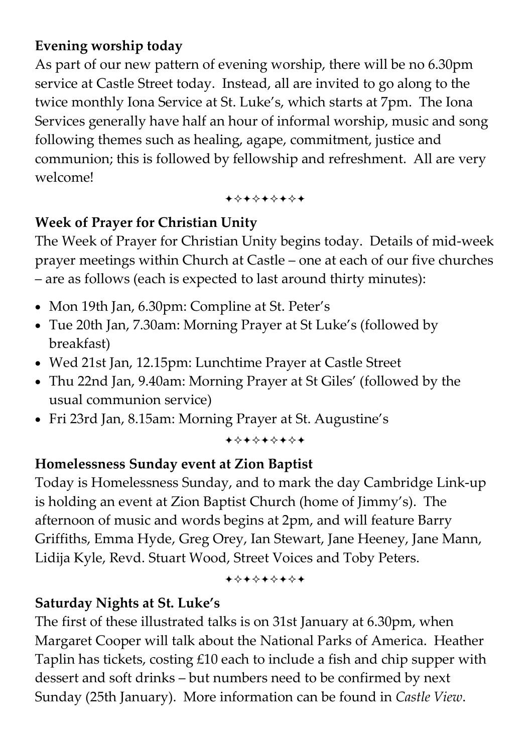**Evening worship today**

As part of our new pattern of evening worship, there will be no 6.30pm service at Castle Street today. Instead, all are invited to go along to the twice monthly Iona Service at St. Luke's, which starts at 7pm. The Iona Services generally have half an hour of informal worship, music and song following themes such as healing, agape, commitment, justice and communion; this is followed by fellowship and refreshment. All are very welcome!

✦✧✦✧✦✧✦✧✦

**Week of Prayer for Christian Unity**

The Week of Prayer for Christian Unity begins today. Details of mid-week prayer meetings within Church at Castle – one at each of our five churches – are as follows (each is expected to last around thirty minutes):

- Mon 19th Jan, 6.30pm: Compline at St. Peter's
- Tue 20th Jan, 7.30am: Morning Prayer at St Luke's (followed by breakfast)
- Wed 21st Jan, 12.15pm: Lunchtime Prayer at Castle Street
- Thu 22nd Jan, 9.40am: Morning Prayer at St Giles' (followed by the usual communion service)
- Fri 23rd Jan, 8.15am: Morning Prayer at St. Augustine's

✦✧✦✧✦✧✦✧✦

**Homelessness Sunday event at Zion Baptist**

Today is Homelessness Sunday, and to mark the day Cambridge Link-up is holding an event at Zion Baptist Church (home of Jimmy's). The afternoon of music and words begins at 2pm, and will feature Barry Griffiths, Emma Hyde, Greg Orey, Ian Stewart, Jane Heeney, Jane Mann, Lidija Kyle, Revd. Stuart Wood, Street Voices and Toby Peters.

✦✧✦✧✦✧✦✧✦

**Saturday Nights at St. Luke's**

The first of these illustrated talks is on 31st January at 6.30pm, when Margaret Cooper will talk about the National Parks of America. Heather Taplin has tickets, costing £10 each to include a fish and chip supper with dessert and soft drinks – but numbers need to be confirmed by next Sunday (25th January). More information can be found in *Castle View*.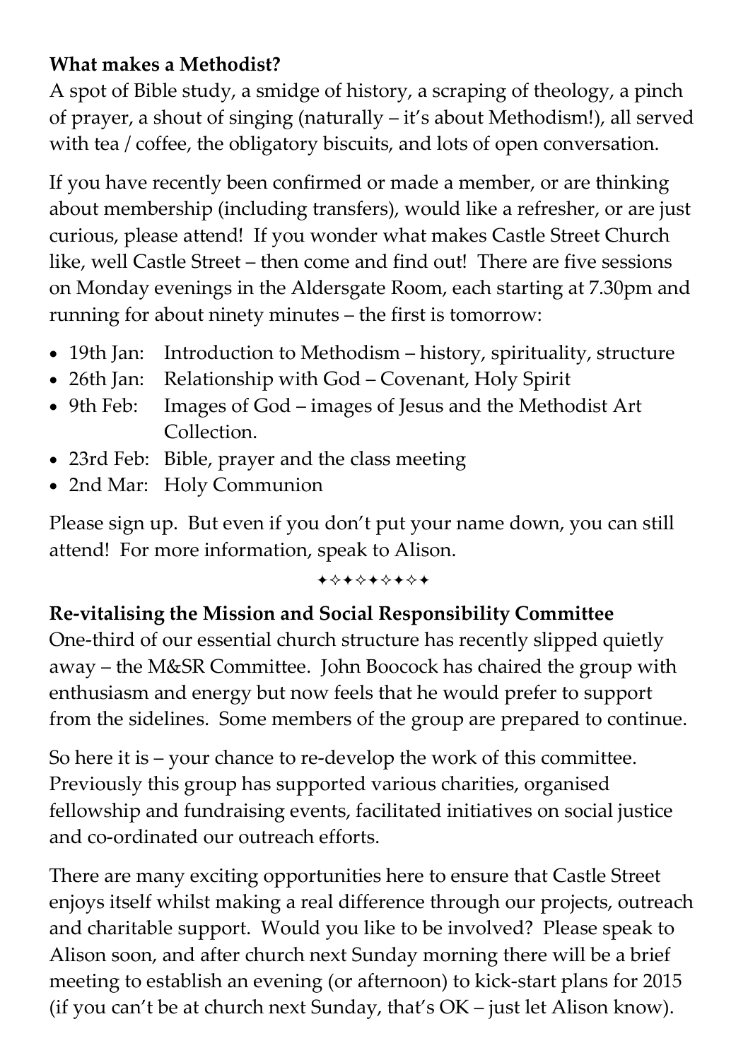**What makes a Methodist?**

A spot of Bible study, a smidge of history, a scraping of theology, a pinch of prayer, a shout of singing (naturally – it's about Methodism!), all served with tea / coffee, the obligatory biscuits, and lots of open conversation.

If you have recently been confirmed or made a member, or are thinking about membership (including transfers), would like a refresher, or are just curious, please attend! If you wonder what makes Castle Street Church like, well Castle Street – then come and find out! There are five sessions on Monday evenings in the Aldersgate Room, each starting at 7.30pm and running for about ninety minutes – the first is tomorrow:

- 19th Jan: Introduction to Methodism – history, spirituality, structure
- 26th Jan: Relationship with God – Covenant, Holy Spirit
- 9th Feb: Images of God – images of Jesus and the Methodist Art Collection.
- 23rd Feb: Bible, prayer and the class meeting
- 2nd Mar: Holy Communion

Please sign up. But even if you don't put your name down, you can still attend! For more information, speak to Alison.

✦✧✦✧✦✦✧✦

**Re-vitalising the Mission and Social Responsibility Committee**

One-third of our essential church structure has recently slipped quietly away – the M&SR Committee. John Boocock has chaired the group with enthusiasm and energy but now feels that he would prefer to support from the sidelines. Some members of the group are prepared to continue.

So here it is – your chance to re-develop the work of this committee. Previously this group has supported various charities, organised fellowship and fundraising events, facilitated initiatives on social justice and co-ordinated our outreach efforts.

There are many exciting opportunities here to ensure that Castle Street enjoys itself whilst making a real difference through our projects, outreach and charitable support. Would you like to be involved? Please speak to Alison soon, and after church next Sunday morning there will be a brief meeting to establish an evening (or afternoon) to kick-start plans for 2015 (if you can't be at church next Sunday, that's OK – just let Alison know).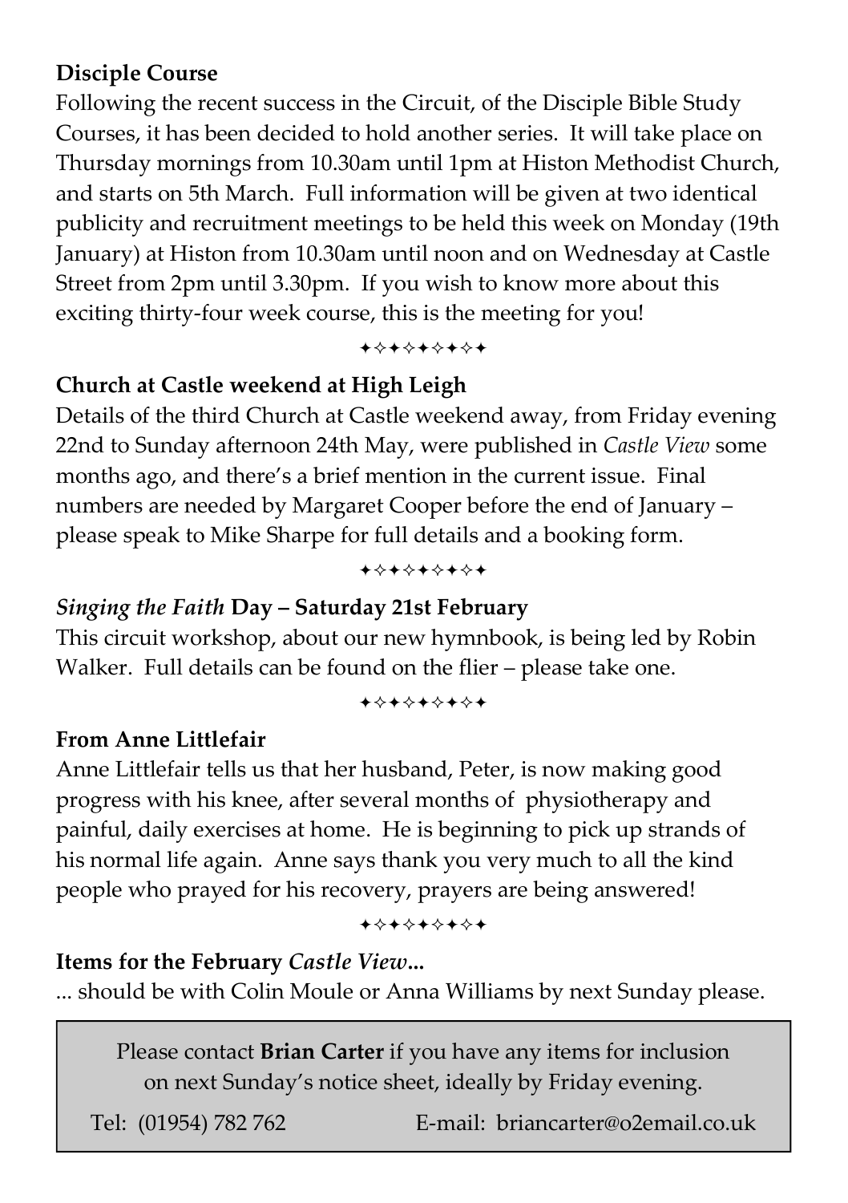**Disciple Course**

Following the recent success in the Circuit, of the Disciple Bible Study Courses, it has been decided to hold another series. It will take place on Thursday mornings from 10.30am until 1pm at Histon Methodist Church, and starts on 5th March. Full information will be given at two identical publicity and recruitment meetings to be held this week on Monday (19th January) at Histon from 10.30am until noon and on Wednesday at Castle Street from 2pm until 3.30pm. If you wish to know more about this exciting thirty-four week course, this is the meeting for you!

✦✧✦✧✦✧✦✧✦

**Church at Castle weekend at High Leigh**

Details of the third Church at Castle weekend away, from Friday evening 22nd to Sunday afternoon 24th May, were published in *Castle View* some months ago, and there's a brief mention in the current issue. Final numbers are needed by Margaret Cooper before the end of January – please speak to Mike Sharpe for full details and a booking form.

✦✧✦✧✦✧✦✧✦

***Singing the Faith* Day – Saturday 21st February**

This circuit workshop, about our new hymnbook, is being led by Robin Walker. Full details can be found on the flier – please take one.

✦✧✦✧✦✧✦✧✦

**From Anne Littlefair**

Anne Littlefair tells us that her husband, Peter, is now making good progress with his knee, after several months of physiotherapy and painful, daily exercises at home. He is beginning to pick up strands of his normal life again. Anne says thank you very much to all the kind people who prayed for his recovery, prayers are being answered!

✦✧✦✧✦✧✦✧✦

**Items for the February *Castle View*...**

... should be with Colin Moule or Anna Williams by next Sunday please.

Please contact **Brian Carter** if you have any items for inclusion on next Sunday's notice sheet, ideally by Friday evening.

Tel: (01954) 782 762 E-mail: briancarter@o2email.co.uk